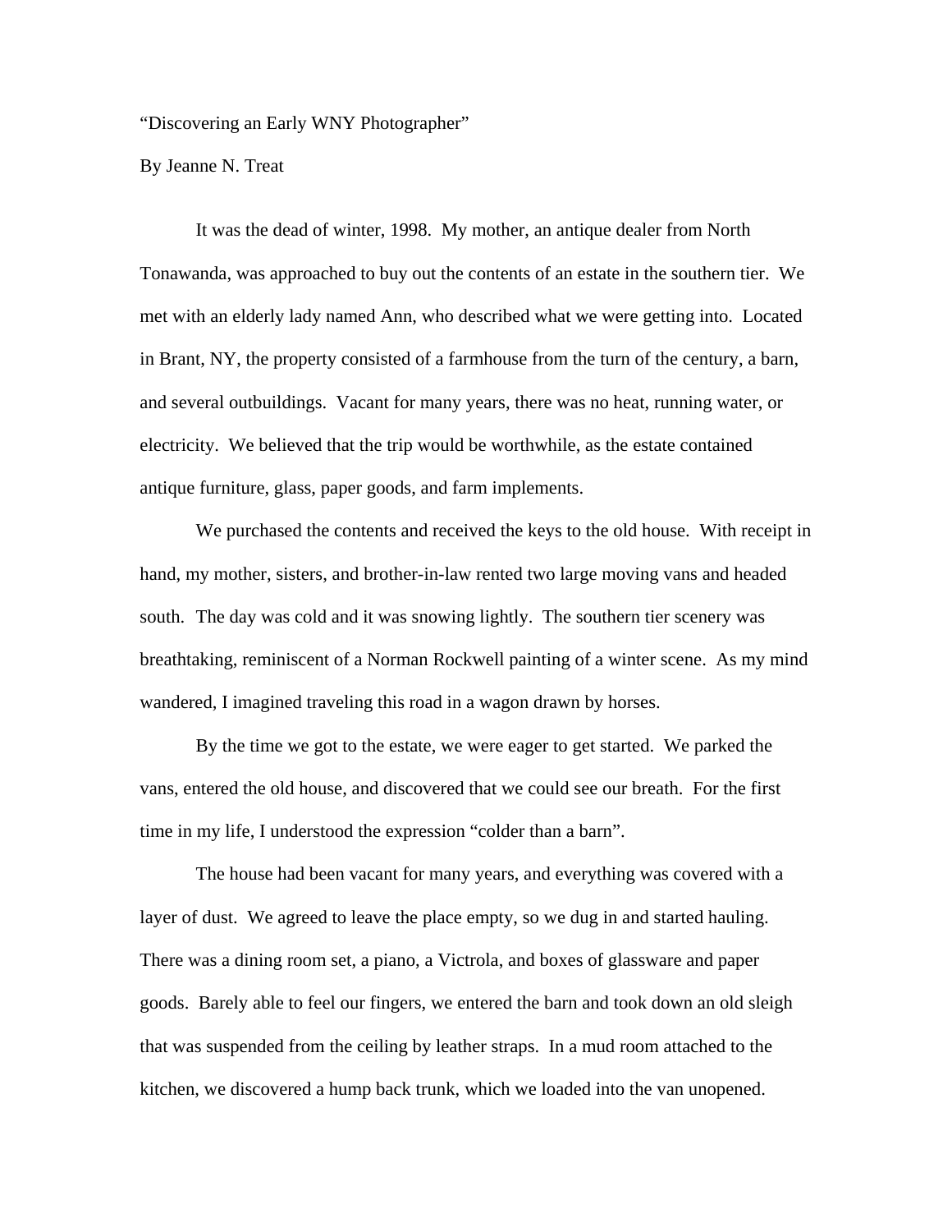“Discovering an Early WNY Photographer”

By Jeanne N. Treat

It was the dead of winter, 1998. My mother, an antique dealer from North Tonawanda, was approached to buy out the contents of an estate in the southern tier. We met with an elderly lady named Ann, who described what we were getting into. Located in Brant, NY, the property consisted of a farmhouse from the turn of the century, a barn, and several outbuildings. Vacant for many years, there was no heat, running water, or electricity. We believed that the trip would be worthwhile, as the estate contained antique furniture, glass, paper goods, and farm implements.

We purchased the contents and received the keys to the old house. With receipt in hand, my mother, sisters, and brother-in-law rented two large moving vans and headed south. The day was cold and it was snowing lightly. The southern tier scenery was breathtaking, reminiscent of a Norman Rockwell painting of a winter scene. As my mind wandered, I imagined traveling this road in a wagon drawn by horses.

By the time we got to the estate, we were eager to get started. We parked the vans, entered the old house, and discovered that we could see our breath. For the first time in my life, I understood the expression “colder than a barn”.

The house had been vacant for many years, and everything was covered with a layer of dust. We agreed to leave the place empty, so we dug in and started hauling. There was a dining room set, a piano, a Victrola, and boxes of glassware and paper goods. Barely able to feel our fingers, we entered the barn and took down an old sleigh that was suspended from the ceiling by leather straps. In a mud room attached to the kitchen, we discovered a hump back trunk, which we loaded into the van unopened.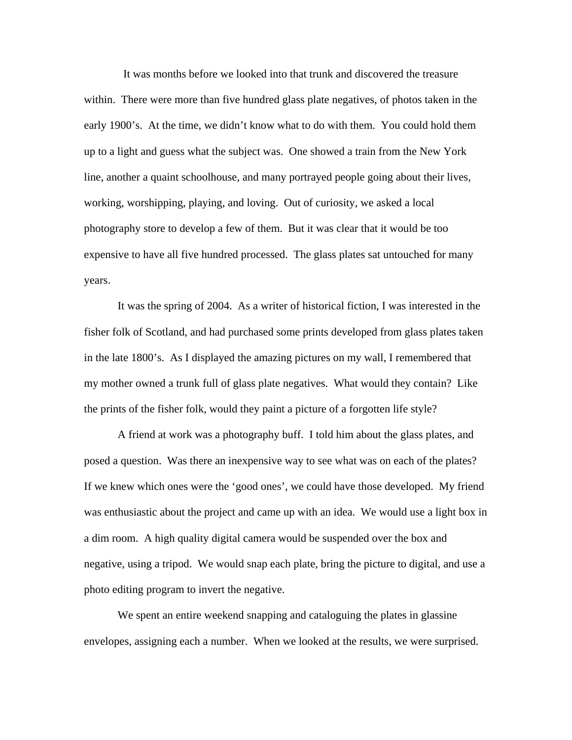It was months before we looked into that trunk and discovered the treasure within. There were more than five hundred glass plate negatives, of photos taken in the early 1900's. At the time, we didn't know what to do with them. You could hold them up to a light and guess what the subject was. One showed a train from the New York line, another a quaint schoolhouse, and many portrayed people going about their lives, working, worshipping, playing, and loving. Out of curiosity, we asked a local photography store to develop a few of them. But it was clear that it would be too expensive to have all five hundred processed. The glass plates sat untouched for many years.

It was the spring of 2004. As a writer of historical fiction, I was interested in the fisher folk of Scotland, and had purchased some prints developed from glass plates taken in the late 1800's. As I displayed the amazing pictures on my wall, I remembered that my mother owned a trunk full of glass plate negatives. What would they contain? Like the prints of the fisher folk, would they paint a picture of a forgotten life style?

A friend at work was a photography buff. I told him about the glass plates, and posed a question. Was there an inexpensive way to see what was on each of the plates? If we knew which ones were the 'good ones', we could have those developed. My friend was enthusiastic about the project and came up with an idea. We would use a light box in a dim room. A high quality digital camera would be suspended over the box and negative, using a tripod. We would snap each plate, bring the picture to digital, and use a photo editing program to invert the negative.

We spent an entire weekend snapping and cataloguing the plates in glassine envelopes, assigning each a number. When we looked at the results, we were surprised.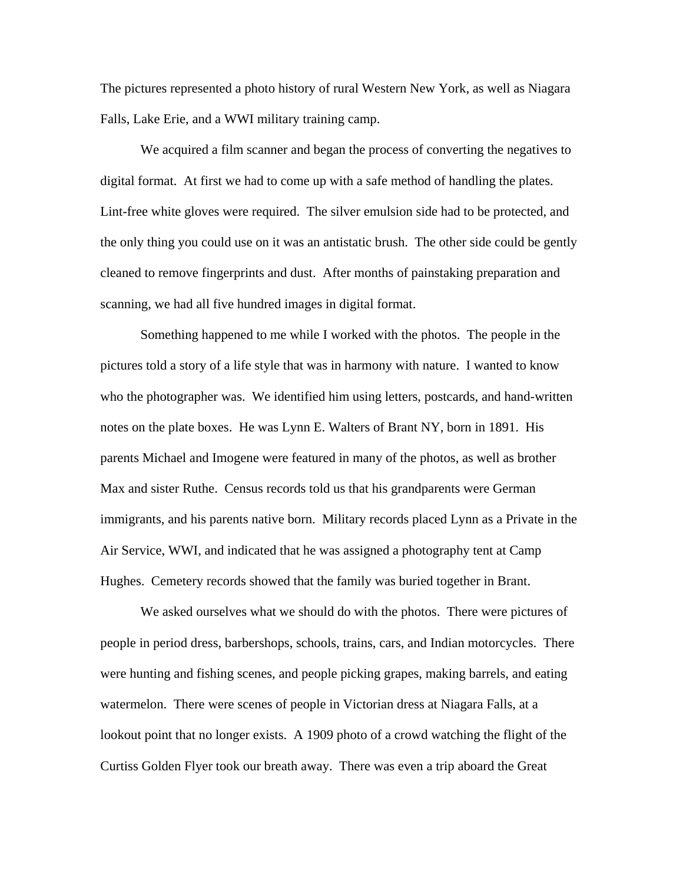The pictures represented a photo history of rural Western New York, as well as Niagara Falls, Lake Erie, and a WWI military training camp.

We acquired a film scanner and began the process of converting the negatives to digital format. At first we had to come up with a safe method of handling the plates. Lint-free white gloves were required. The silver emulsion side had to be protected, and the only thing you could use on it was an antistatic brush. The other side could be gently cleaned to remove fingerprints and dust. After months of painstaking preparation and scanning, we had all five hundred images in digital format.

Something happened to me while I worked with the photos. The people in the pictures told a story of a life style that was in harmony with nature. I wanted to know who the photographer was. We identified him using letters, postcards, and hand-written notes on the plate boxes. He was Lynn E. Walters of Brant NY, born in 1891. His parents Michael and Imogene were featured in many of the photos, as well as brother Max and sister Ruthe. Census records told us that his grandparents were German immigrants, and his parents native born. Military records placed Lynn as a Private in the Air Service, WWI, and indicated that he was assigned a photography tent at Camp Hughes. Cemetery records showed that the family was buried together in Brant.

We asked ourselves what we should do with the photos. There were pictures of people in period dress, barbershops, schools, trains, cars, and Indian motorcycles. There were hunting and fishing scenes, and people picking grapes, making barrels, and eating watermelon. There were scenes of people in Victorian dress at Niagara Falls, at a lookout point that no longer exists. A 1909 photo of a crowd watching the flight of the Curtiss Golden Flyer took our breath away. There was even a trip aboard the Great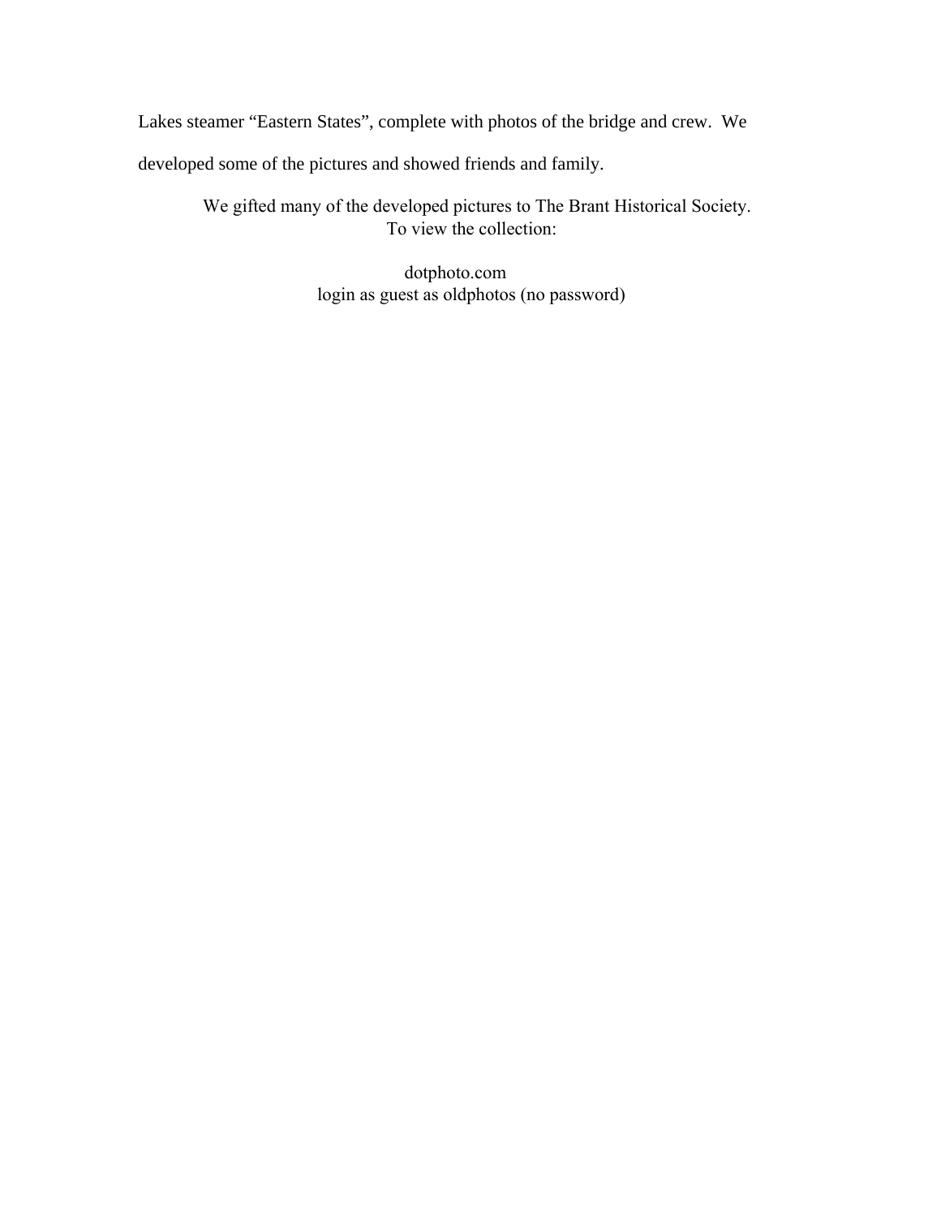Lakes steamer “Eastern States”, complete with photos of the bridge and crew. We developed some of the pictures and showed friends and family.

We gifted many of the developed pictures to The Brant Historical Society.
To view the collection:

dotphoto.com
login as guest as oldphotos (no password)